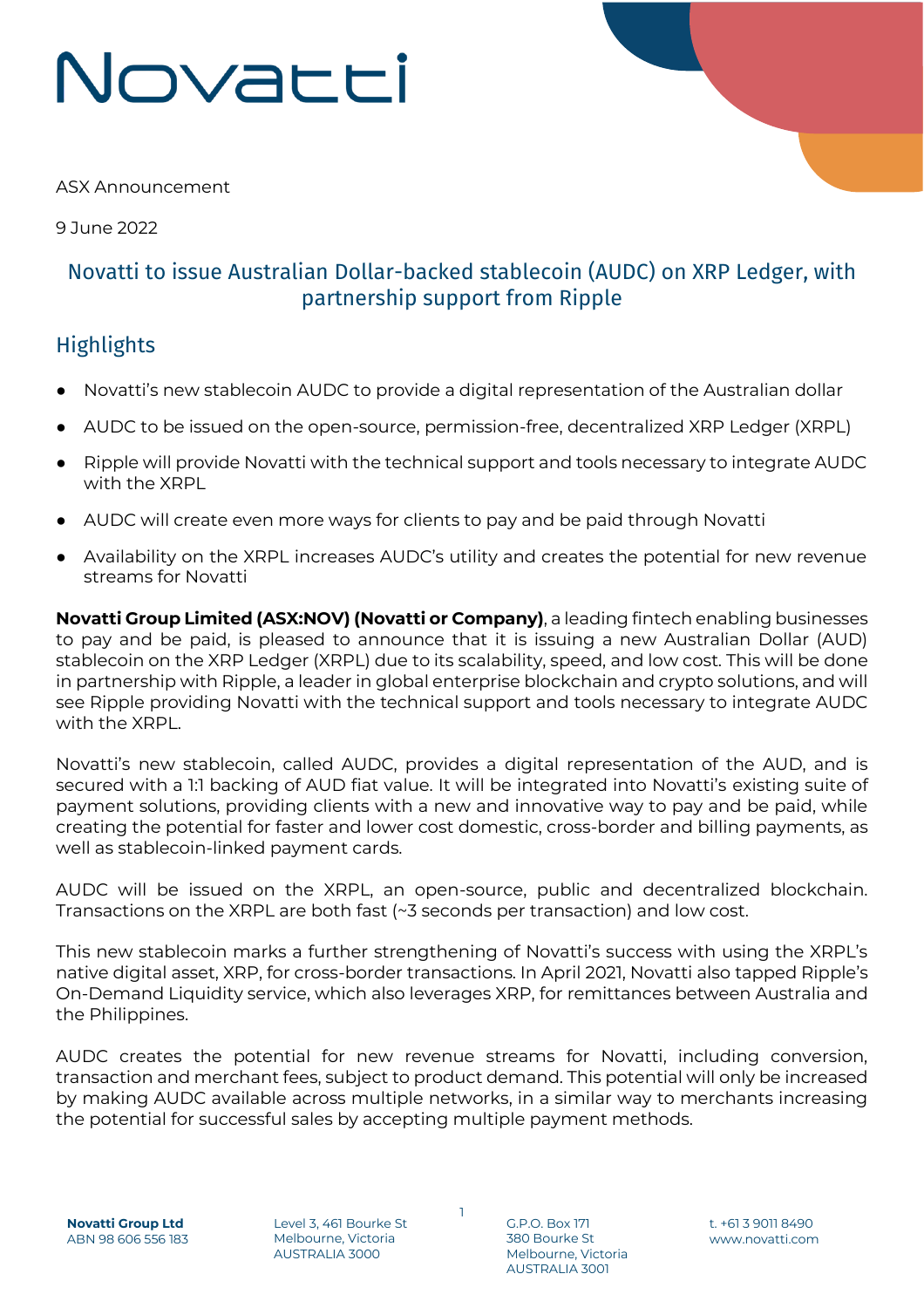# Novatti

ASX Announcement

9 June 2022

## Novatti to issue Australian Dollar-backed stablecoin (AUDC) on XRP Ledger, with partnership support from Ripple

## Highlights

- Novatti's new stablecoin AUDC to provide a digital representation of the Australian dollar
- AUDC to be issued on the open-source, permission-free, decentralized XRP Ledger (XRPL)
- Ripple will provide Novatti with the technical support and tools necessary to integrate AUDC with the XRPL
- AUDC will create even more ways for clients to pay and be paid through Novatti
- Availability on the XRPL increases AUDC's utility and creates the potential for new revenue streams for Novatti

**Novatti Group Limited (ASX:NOV) (Novatti or Company)**, a leading fintech enabling businesses to pay and be paid, is pleased to announce that it is issuing a new Australian Dollar (AUD) stablecoin on the XRP Ledger (XRPL) due to its scalability, speed, and low cost. This will be done in partnership with Ripple, a leader in global enterprise blockchain and crypto solutions, and will see Ripple providing Novatti with the technical support and tools necessary to integrate AUDC with the XRPL.

Novatti's new stablecoin, called AUDC, provides a digital representation of the AUD, and is secured with a 1:1 backing of AUD fiat value. It will be integrated into Novatti's existing suite of payment solutions, providing clients with a new and innovative way to pay and be paid, while creating the potential for faster and lower cost domestic, cross-border and billing payments, as well as stablecoin-linked payment cards.

AUDC will be issued on the XRPL, an open-source, public and decentralized blockchain. Transactions on the XRPL are both fast (~3 seconds per transaction) and low cost.

This new stablecoin marks a further strengthening of Novatti's success with using the XRPL's native digital asset, XRP, for cross-border transactions. In April 2021, Novatti also tapped Ripple's On-Demand Liquidity service, which also leverages XRP, for remittances between Australia and the Philippines.

AUDC creates the potential for new revenue streams for Novatti, including conversion, transaction and merchant fees, subject to product demand. This potential will only be increased by making AUDC available across multiple networks, in a similar way to merchants increasing the potential for successful sales by accepting multiple payment methods.

**Novatti Group Ltd**
ABN 98 606 556 183

Level 3, 461 Bourke St
Melbourne, Victoria
AUSTRALIA 3000

G.P.O. Box 171
380 Bourke St
Melbourne, Victoria
AUSTRALIA 3001

t. +61 3 9011 8490
www.novatti.com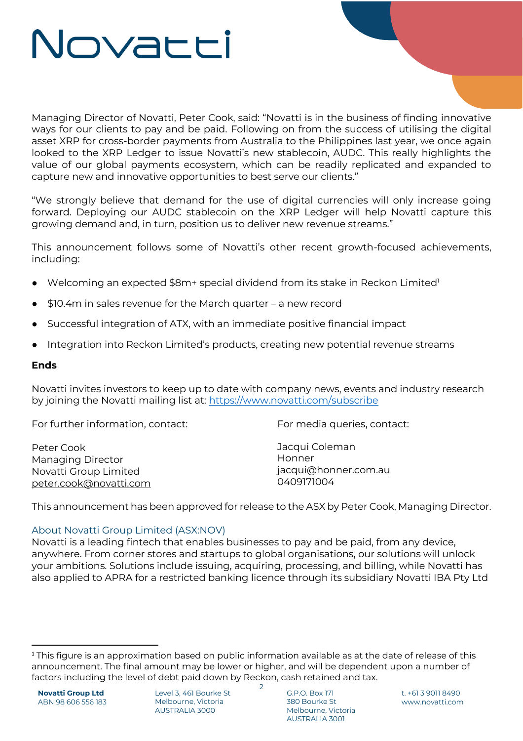Managing Director of Novatti, Peter Cook, said: "Novatti is in the business of finding innovative ways for our clients to pay and be paid. Following on from the success of utilising the digital asset XRP for cross-border payments from Australia to the Philippines last year, we once again looked to the XRP Ledger to issue Novatti's new stablecoin, AUDC. This really highlights the value of our global payments ecosystem, which can be readily replicated and expanded to capture new and innovative opportunities to best serve our clients."

"We strongly believe that demand for the use of digital currencies will only increase going forward. Deploying our AUDC stablecoin on the XRP Ledger will help Novatti capture this growing demand and, in turn, position us to deliver new revenue streams."

This announcement follows some of Novatti's other recent growth-focused achievements, including:

- Welcoming an expected $8m+ special dividend from its stake in Reckon Limited[1]
- $10.4m in sales revenue for the March quarter – a new record
- Successful integration of ATX, with an immediate positive financial impact
- Integration into Reckon Limited's products, creating new potential revenue streams

**Ends**

Novatti invites investors to keep up to date with company news, events and industry research by joining the Novatti mailing list at: https://www.novatti.com/subscribe

For further information, contact:

Peter Cook
Managing Director
Novatti Group Limited
peter.cook@novatti.com

For media queries, contact:

Jacqui Coleman
Honner
jacqui@honner.com.au
0409171004

This announcement has been approved for release to the ASX by Peter Cook, Managing Director.

## About Novatti Group Limited (ASX:NOV)

Novatti is a leading fintech that enables businesses to pay and be paid, from any device, anywhere. From corner stores and startups to global organisations, our solutions will unlock your ambitions. Solutions include issuing, acquiring, processing, and billing, while Novatti has also applied to APRA for a restricted banking licence through its subsidiary Novatti IBA Pty Ltd

[1] This figure is an approximation based on public information available as at the date of release of this announcement. The final amount may be lower or higher, and will be dependent upon a number of factors including the level of debt paid down by Reckon, cash retained and tax.

**Novatti Group Ltd**
ABN 98 606 556 183

Level 3, 461 Bourke St
Melbourne, Victoria
AUSTRALIA 3000

G.P.O. Box 171
380 Bourke St
Melbourne, Victoria
AUSTRALIA 3001

t. +61 3 9011 8490
www.novatti.com